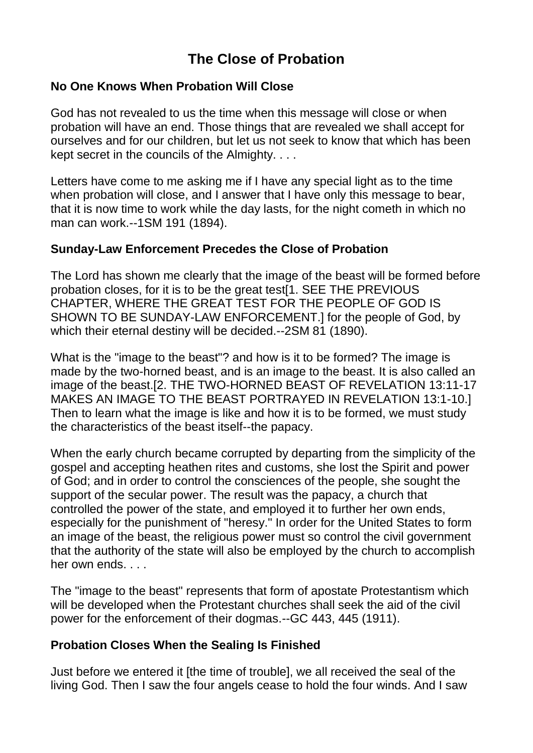# The Close of Probation

### No One Knows When Probation Will Close

God has not revealed to us the time when this message will close or when probation will have an end. Those things that are revealed we shall accept for ourselves and for our children, but let us not seek to know that which has been kept secret in the councils of the Almighty. . . .

Letters have come to me asking me if I have any special light as to the time when probation will close, and I answer that I have only this message to bear, that it is now time to work while the day lasts, for the night cometh in which no man can work.--1SM 191 (1894).

### Sunday-Law Enforcement Precedes the Close of Probation

The Lord has shown me clearly that the image of the beast will be formed before probation closes, for it is to be the great test[1. SEE THE PREVIOUS CHAPTER, WHERE THE GREAT TEST FOR THE PEOPLE OF GOD IS SHOWN TO BE SUNDAY-LAW ENFORCEMENT.] for the people of God, by which their eternal destiny will be decided.--2SM 81 (1890).

What is the "image to the beast"? and how is it to be formed? The image is made by the two-horned beast, and is an image to the beast. It is also called an image of the beast.[2. THE TWO-HORNED BEAST OF REVELATION 13:11-17 MAKES AN IMAGE TO THE BEAST PORTRAYED IN REVELATION 13:1-10.] Then to learn what the image is like and how it is to be formed, we must study the characteristics of the beast itself--the papacy.

When the early church became corrupted by departing from the simplicity of the gospel and accepting heathen rites and customs, she lost the Spirit and power of God; and in order to control the consciences of the people, she sought the support of the secular power. The result was the papacy, a church that controlled the power of the state, and employed it to further her own ends, especially for the punishment of "heresy." In order for the United States to form an image of the beast, the religious power must so control the civil government that the authority of the state will also be employed by the church to accomplish her own ends. . . .

The "image to the beast" represents that form of apostate Protestantism which will be developed when the Protestant churches shall seek the aid of the civil power for the enforcement of their dogmas.--GC 443, 445 (1911).

### Probation Closes When the Sealing Is Finished

Just before we entered it [the time of trouble], we all received the seal of the living God. Then I saw the four angels cease to hold the four winds. And I saw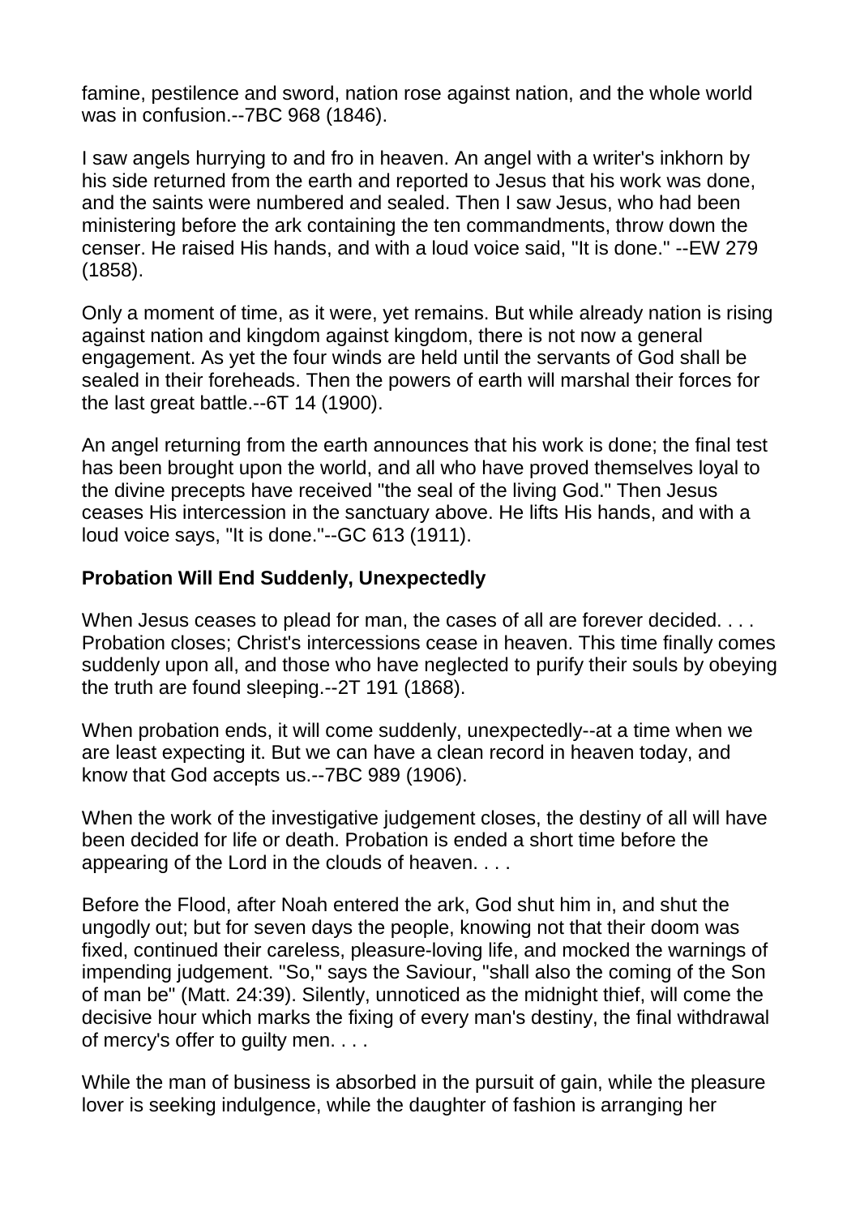famine, pestilence and sword, nation rose against nation, and the whole world was in confusion.--7BC 968 (1846).

I saw angels hurrying to and fro in heaven. An angel with a writer's inkhorn by his side returned from the earth and reported to Jesus that his work was done, and the saints were numbered and sealed. Then I saw Jesus, who had been ministering before the ark containing the ten commandments, throw down the censer. He raised His hands, and with a loud voice said, "It is done." --EW 279 (1858).

Only a moment of time, as it were, yet remains. But while already nation is rising against nation and kingdom against kingdom, there is not now a general engagement. As yet the four winds are held until the servants of God shall be sealed in their foreheads. Then the powers of earth will marshal their forces for the last great battle.--6T 14 (1900).

An angel returning from the earth announces that his work is done; the final test has been brought upon the world, and all who have proved themselves loyal to the divine precepts have received "the seal of the living God." Then Jesus ceases His intercession in the sanctuary above. He lifts His hands, and with a loud voice says, "It is done."--GC 613 (1911).

**Probation Will End Suddenly, Unexpectedly**

When Jesus ceases to plead for man, the cases of all are forever decided. . . . Probation closes; Christ's intercessions cease in heaven. This time finally comes suddenly upon all, and those who have neglected to purify their souls by obeying the truth are found sleeping.--2T 191 (1868).

When probation ends, it will come suddenly, unexpectedly--at a time when we are least expecting it. But we can have a clean record in heaven today, and know that God accepts us.--7BC 989 (1906).

When the work of the investigative judgement closes, the destiny of all will have been decided for life or death. Probation is ended a short time before the appearing of the Lord in the clouds of heaven. . . .

Before the Flood, after Noah entered the ark, God shut him in, and shut the ungodly out; but for seven days the people, knowing not that their doom was fixed, continued their careless, pleasure-loving life, and mocked the warnings of impending judgement. "So," says the Saviour, "shall also the coming of the Son of man be" (Matt. 24:39). Silently, unnoticed as the midnight thief, will come the decisive hour which marks the fixing of every man's destiny, the final withdrawal of mercy's offer to guilty men. . . .

While the man of business is absorbed in the pursuit of gain, while the pleasure lover is seeking indulgence, while the daughter of fashion is arranging her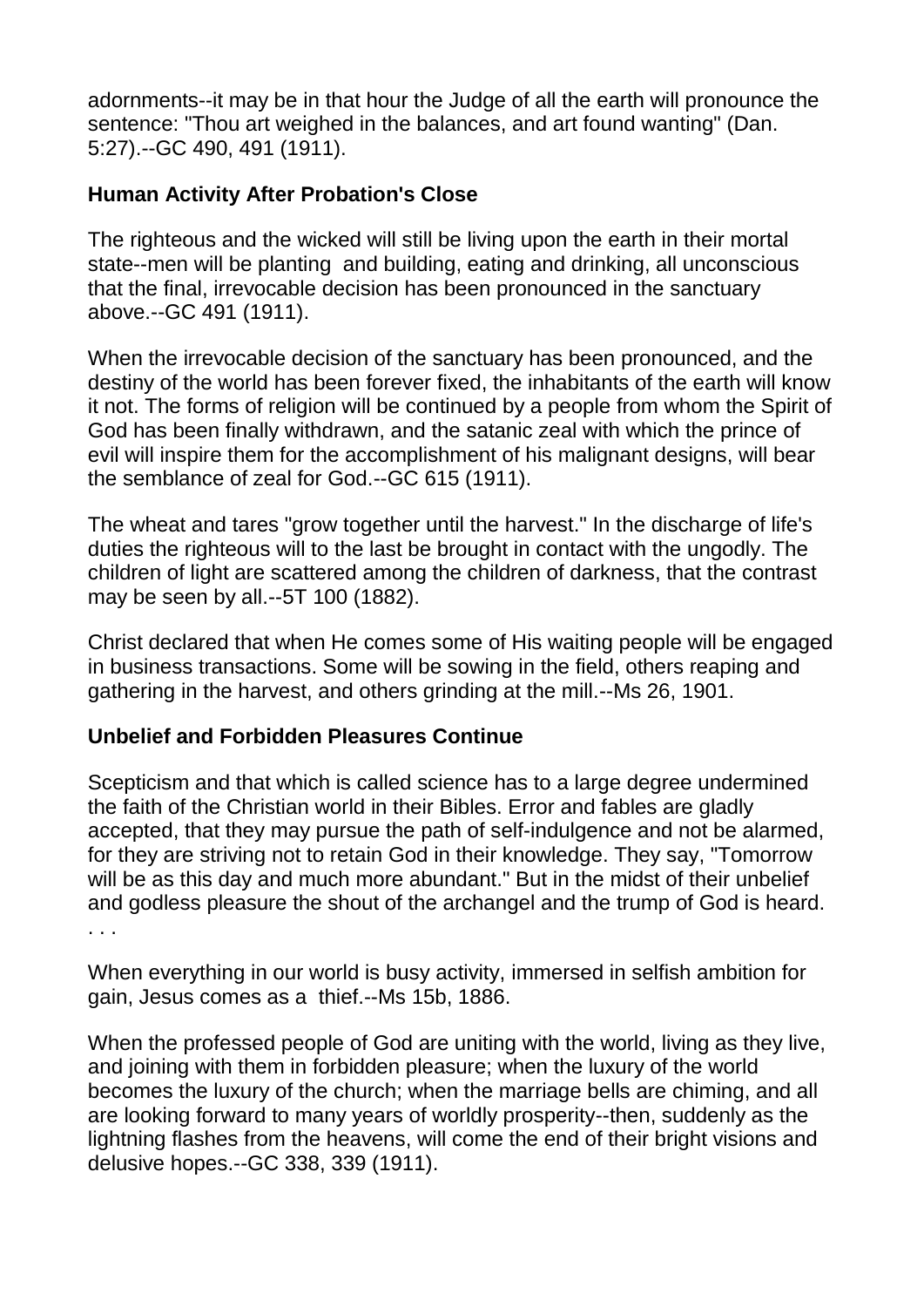adornments--it may be in that hour the Judge of all the earth will pronounce the sentence: "Thou art weighed in the balances, and art found wanting" (Dan. 5:27).--GC 490, 491 (1911).

**Human Activity After Probation's Close**

The righteous and the wicked will still be living upon the earth in their mortal state--men will be planting and building, eating and drinking, all unconscious that the final, irrevocable decision has been pronounced in the sanctuary above.--GC 491 (1911).

When the irrevocable decision of the sanctuary has been pronounced, and the destiny of the world has been forever fixed, the inhabitants of the earth will know it not. The forms of religion will be continued by a people from whom the Spirit of God has been finally withdrawn, and the satanic zeal with which the prince of evil will inspire them for the accomplishment of his malignant designs, will bear the semblance of zeal for God.--GC 615 (1911).

The wheat and tares "grow together until the harvest." In the discharge of life's duties the righteous will to the last be brought in contact with the ungodly. The children of light are scattered among the children of darkness, that the contrast may be seen by all.--5T 100 (1882).

Christ declared that when He comes some of His waiting people will be engaged in business transactions. Some will be sowing in the field, others reaping and gathering in the harvest, and others grinding at the mill.--Ms 26, 1901.

**Unbelief and Forbidden Pleasures Continue**

Scepticism and that which is called science has to a large degree undermined the faith of the Christian world in their Bibles. Error and fables are gladly accepted, that they may pursue the path of self-indulgence and not be alarmed, for they are striving not to retain God in their knowledge. They say, "Tomorrow will be as this day and much more abundant." But in the midst of their unbelief and godless pleasure the shout of the archangel and the trump of God is heard. . . .

When everything in our world is busy activity, immersed in selfish ambition for gain, Jesus comes as a thief.--Ms 15b, 1886.

When the professed people of God are uniting with the world, living as they live, and joining with them in forbidden pleasure; when the luxury of the world becomes the luxury of the church; when the marriage bells are chiming, and all are looking forward to many years of worldly prosperity--then, suddenly as the lightning flashes from the heavens, will come the end of their bright visions and delusive hopes.--GC 338, 339 (1911).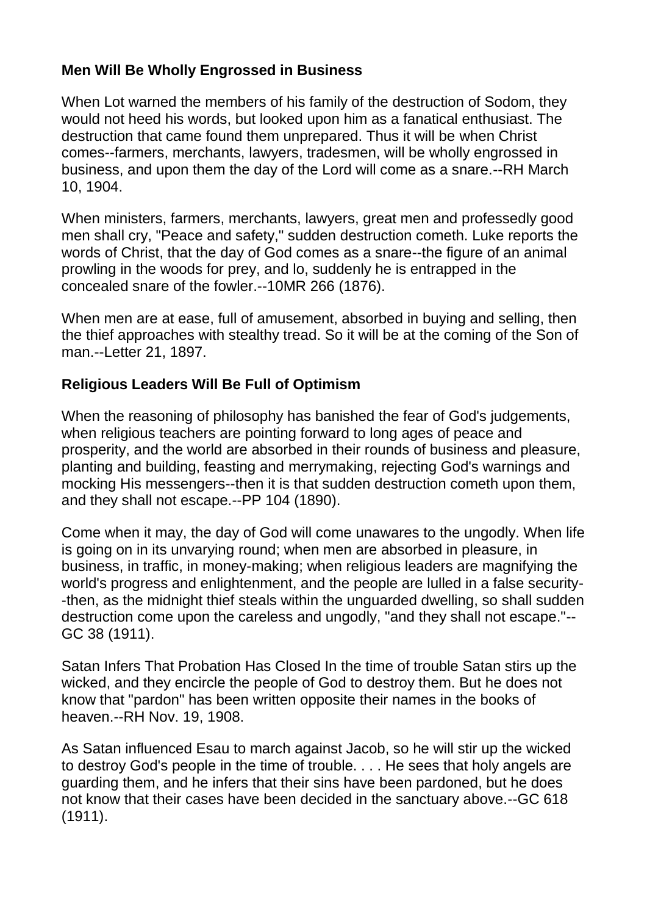**Men Will Be Wholly Engrossed in Business**

When Lot warned the members of his family of the destruction of Sodom, they would not heed his words, but looked upon him as a fanatical enthusiast. The destruction that came found them unprepared. Thus it will be when Christ comes--farmers, merchants, lawyers, tradesmen, will be wholly engrossed in business, and upon them the day of the Lord will come as a snare.--RH March 10, 1904.

When ministers, farmers, merchants, lawyers, great men and professedly good men shall cry, "Peace and safety," sudden destruction cometh. Luke reports the words of Christ, that the day of God comes as a snare--the figure of an animal prowling in the woods for prey, and lo, suddenly he is entrapped in the concealed snare of the fowler.--10MR 266 (1876).

When men are at ease, full of amusement, absorbed in buying and selling, then the thief approaches with stealthy tread. So it will be at the coming of the Son of man.--Letter 21, 1897.

**Religious Leaders Will Be Full of Optimism**

When the reasoning of philosophy has banished the fear of God's judgements, when religious teachers are pointing forward to long ages of peace and prosperity, and the world are absorbed in their rounds of business and pleasure, planting and building, feasting and merrymaking, rejecting God's warnings and mocking His messengers--then it is that sudden destruction cometh upon them, and they shall not escape.--PP 104 (1890).

Come when it may, the day of God will come unawares to the ungodly. When life is going on in its unvarying round; when men are absorbed in pleasure, in business, in traffic, in money-making; when religious leaders are magnifying the world's progress and enlightenment, and the people are lulled in a false security--then, as the midnight thief steals within the unguarded dwelling, so shall sudden destruction come upon the careless and ungodly, "and they shall not escape."--GC 38 (1911).

Satan Infers That Probation Has Closed In the time of trouble Satan stirs up the wicked, and they encircle the people of God to destroy them. But he does not know that "pardon" has been written opposite their names in the books of heaven.--RH Nov. 19, 1908.

As Satan influenced Esau to march against Jacob, so he will stir up the wicked to destroy God's people in the time of trouble. . . . He sees that holy angels are guarding them, and he infers that their sins have been pardoned, but he does not know that their cases have been decided in the sanctuary above.--GC 618 (1911).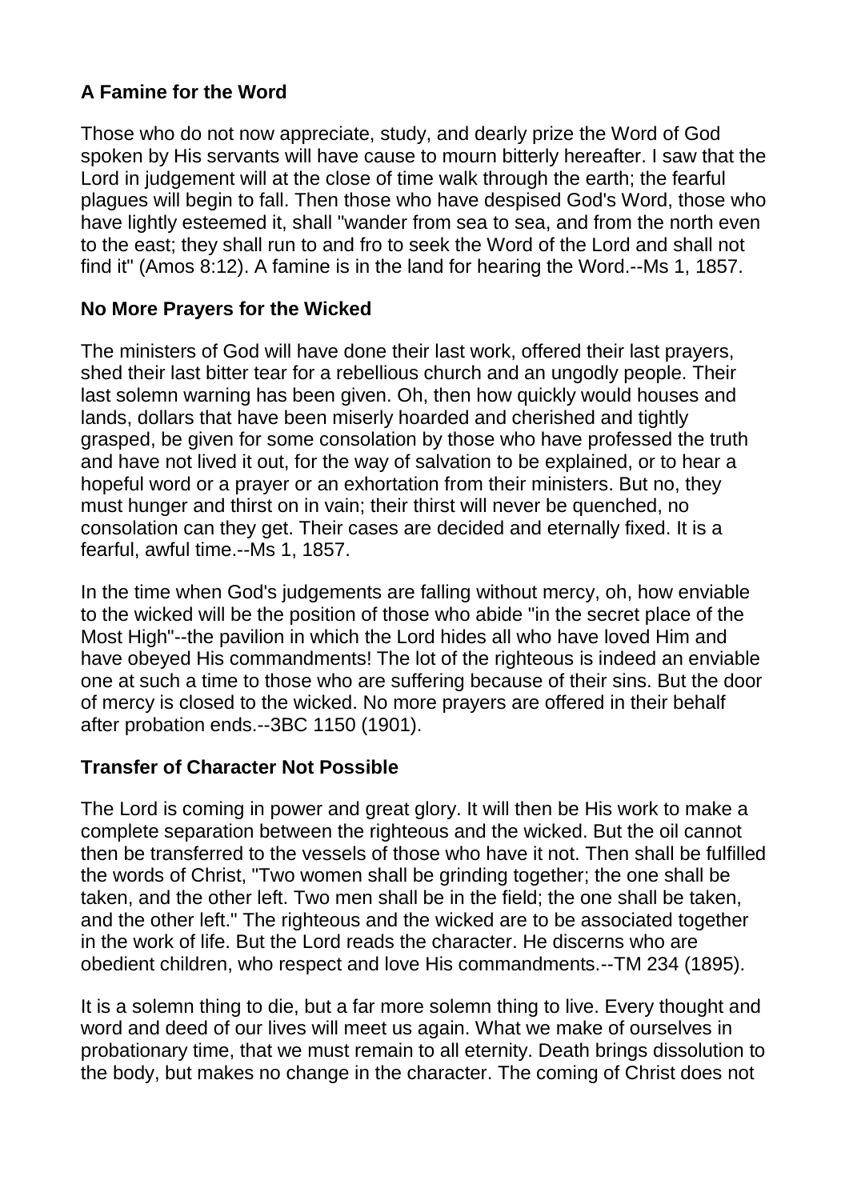**A Famine for the Word**

Those who do not now appreciate, study, and dearly prize the Word of God spoken by His servants will have cause to mourn bitterly hereafter. I saw that the Lord in judgement will at the close of time walk through the earth; the fearful plagues will begin to fall. Then those who have despised God's Word, those who have lightly esteemed it, shall "wander from sea to sea, and from the north even to the east; they shall run to and fro to seek the Word of the Lord and shall not find it" (Amos 8:12). A famine is in the land for hearing the Word.--Ms 1, 1857.

**No More Prayers for the Wicked**

The ministers of God will have done their last work, offered their last prayers, shed their last bitter tear for a rebellious church and an ungodly people. Their last solemn warning has been given. Oh, then how quickly would houses and lands, dollars that have been miserly hoarded and cherished and tightly grasped, be given for some consolation by those who have professed the truth and have not lived it out, for the way of salvation to be explained, or to hear a hopeful word or a prayer or an exhortation from their ministers. But no, they must hunger and thirst on in vain; their thirst will never be quenched, no consolation can they get. Their cases are decided and eternally fixed. It is a fearful, awful time.--Ms 1, 1857.

In the time when God's judgements are falling without mercy, oh, how enviable to the wicked will be the position of those who abide "in the secret place of the Most High"--the pavilion in which the Lord hides all who have loved Him and have obeyed His commandments! The lot of the righteous is indeed an enviable one at such a time to those who are suffering because of their sins. But the door of mercy is closed to the wicked. No more prayers are offered in their behalf after probation ends.--3BC 1150 (1901).

**Transfer of Character Not Possible**

The Lord is coming in power and great glory. It will then be His work to make a complete separation between the righteous and the wicked. But the oil cannot then be transferred to the vessels of those who have it not. Then shall be fulfilled the words of Christ, "Two women shall be grinding together; the one shall be taken, and the other left. Two men shall be in the field; the one shall be taken, and the other left." The righteous and the wicked are to be associated together in the work of life. But the Lord reads the character. He discerns who are obedient children, who respect and love His commandments.--TM 234 (1895).

It is a solemn thing to die, but a far more solemn thing to live. Every thought and word and deed of our lives will meet us again. What we make of ourselves in probationary time, that we must remain to all eternity. Death brings dissolution to the body, but makes no change in the character. The coming of Christ does not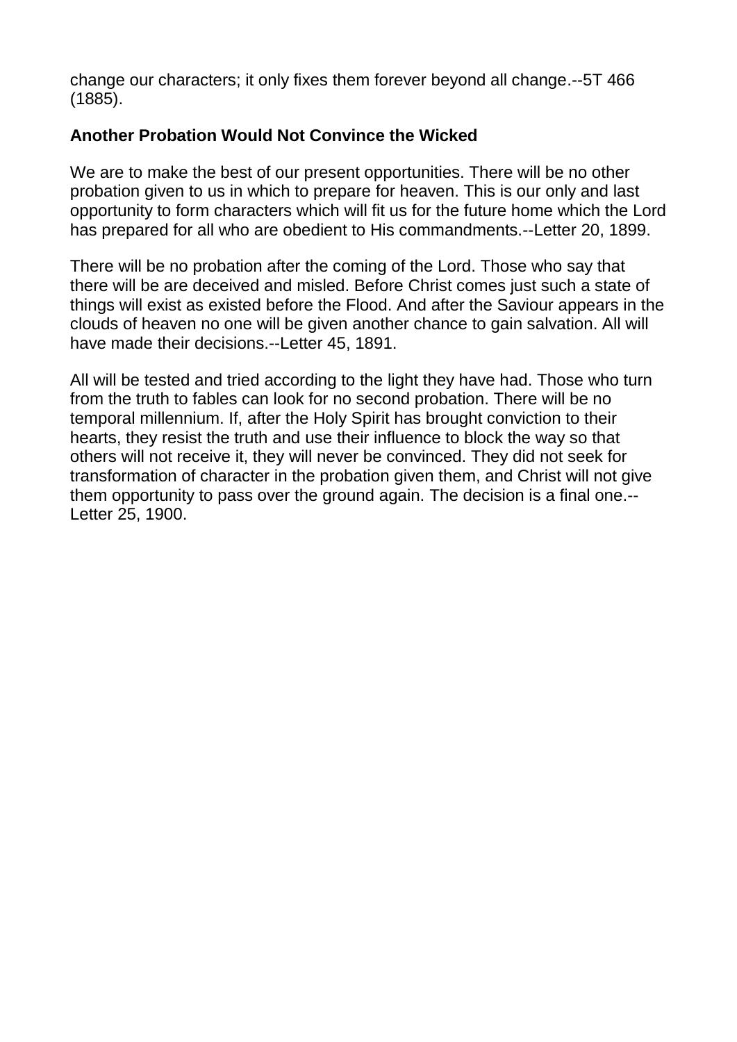change our characters; it only fixes them forever beyond all change.--5T 466 (1885).

**Another Probation Would Not Convince the Wicked**

We are to make the best of our present opportunities. There will be no other probation given to us in which to prepare for heaven. This is our only and last opportunity to form characters which will fit us for the future home which the Lord has prepared for all who are obedient to His commandments.--Letter 20, 1899.

There will be no probation after the coming of the Lord. Those who say that there will be are deceived and misled. Before Christ comes just such a state of things will exist as existed before the Flood. And after the Saviour appears in the clouds of heaven no one will be given another chance to gain salvation. All will have made their decisions.--Letter 45, 1891.

All will be tested and tried according to the light they have had. Those who turn from the truth to fables can look for no second probation. There will be no temporal millennium. If, after the Holy Spirit has brought conviction to their hearts, they resist the truth and use their influence to block the way so that others will not receive it, they will never be convinced. They did not seek for transformation of character in the probation given them, and Christ will not give them opportunity to pass over the ground again. The decision is a final one.--Letter 25, 1900.